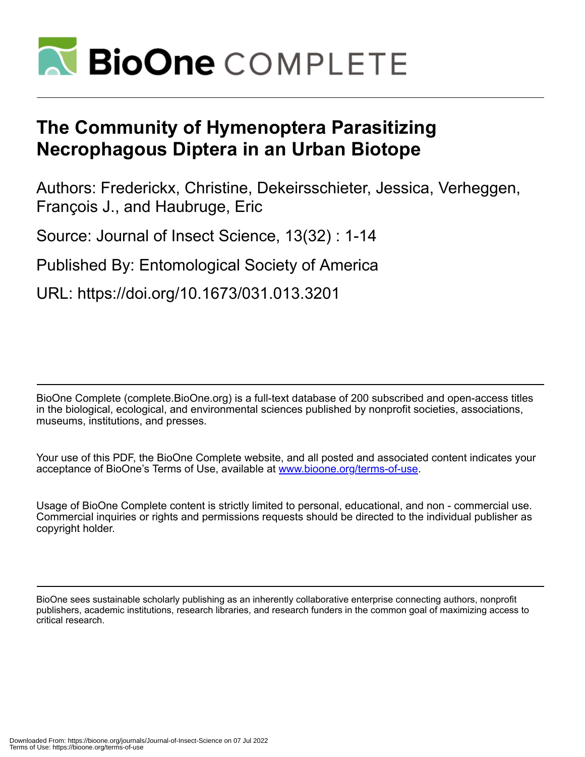# The Community of Hymenoptera Parasitizing Necrophagous Diptera in an Urban Biotope

Authors: Frederickx, Christine, Dekeirsschieter, Jessica, Verheggen, François J., and Haubruge, Eric

Source: Journal of Insect Science, 13(32) : 1-14

Published By: Entomological Society of America

URL: https://doi.org/10.1673/031.013.3201

BioOne Complete (complete.BioOne.org) is a full-text database of 200 subscribed and open-access titles in the biological, ecological, and environmental sciences published by nonprofit societies, associations, museums, institutions, and presses.

Your use of this PDF, the BioOne Complete website, and all posted and associated content indicates your acceptance of BioOne's Terms of Use, available at www.bioone.org/terms-of-use.

Usage of BioOne Complete content is strictly limited to personal, educational, and non - commercial use. Commercial inquiries or rights and permissions requests should be directed to the individual publisher as copyright holder.

BioOne sees sustainable scholarly publishing as an inherently collaborative enterprise connecting authors, nonprofit publishers, academic institutions, research libraries, and research funders in the common goal of maximizing access to critical research.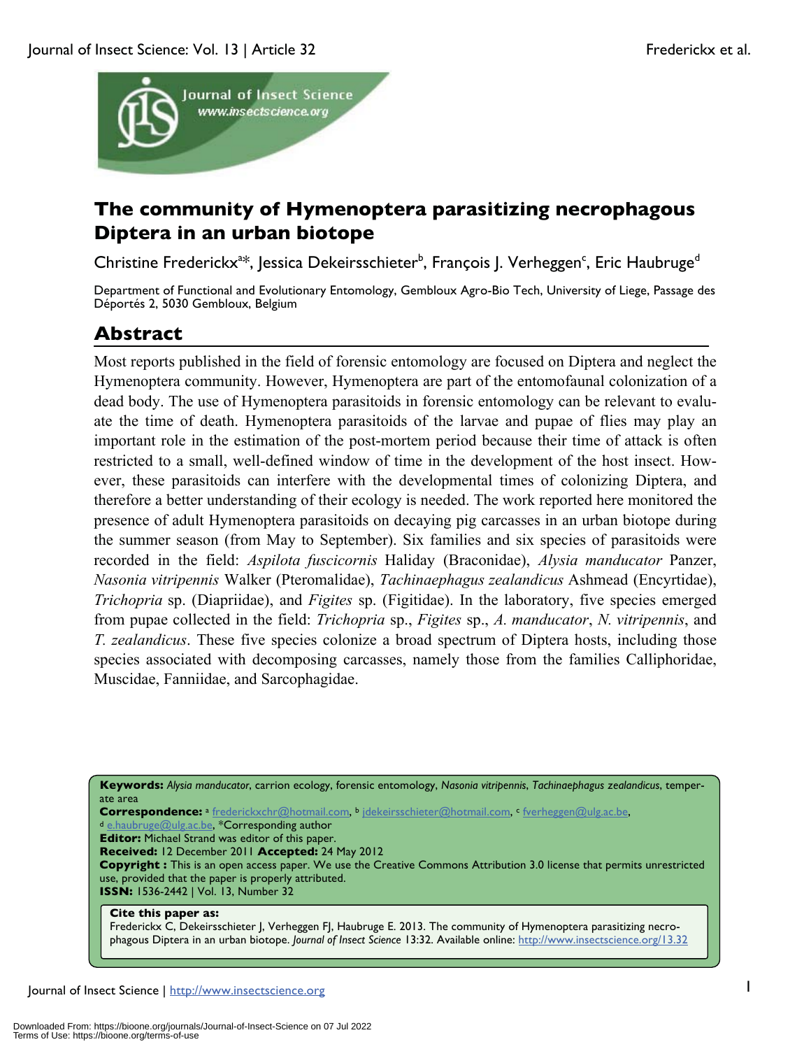# The community of Hymenoptera parasitizing necrophagous Diptera in an urban biotope

Christine Frederickx[a]*, Jessica Dekeirsschieter[b], François J. Verheggen[c], Eric Haubruge[d]

Department of Functional and Evolutionary Entomology, Gembloux Agro-Bio Tech, University of Liege, Passage des Déportés 2, 5030 Gembloux, Belgium

## Abstract

Most reports published in the field of forensic entomology are focused on Diptera and neglect the Hymenoptera community. However, Hymenoptera are part of the entomofaunal colonization of a dead body. The use of Hymenoptera parasitoids in forensic entomology can be relevant to evaluate the time of death. Hymenoptera parasitoids of the larvae and pupae of flies may play an important role in the estimation of the post-mortem period because their time of attack is often restricted to a small, well-defined window of time in the development of the host insect. However, these parasitoids can interfere with the developmental times of colonizing Diptera, and therefore a better understanding of their ecology is needed. The work reported here monitored the presence of adult Hymenoptera parasitoids on decaying pig carcasses in an urban biotope during the summer season (from May to September). Six families and six species of parasitoids were recorded in the field: *Aspilota fuscicornis* Haliday (Braconidae), *Alysia manducator* Panzer, *Nasonia vitripennis* Walker (Pteromalidae), *Tachinaephagus zealandicus* Ashmead (Encyrtidae), *Trichopria* sp. (Diapriidae), and *Figites* sp. (Figitidae). In the laboratory, five species emerged from pupae collected in the field: *Trichopria* sp., *Figites* sp., *A. manducator*, *N. vitripennis*, and *T. zealandicus*. These five species colonize a broad spectrum of Diptera hosts, including those species associated with decomposing carcasses, namely those from the families Calliphoridae, Muscidae, Fanniidae, and Sarcophagidae.

**Keywords:** *Alysia manducator*, carrion ecology, forensic entomology, *Nasonia vitripennis*, *Tachinaephagus zealandicus*, temperate area

**Correspondence:** [a] frederickxchr@hotmail.com, [b] jdekeirsschieter@hotmail.com, [c] fverheggen@ulg.ac.be, [d] e.haubruge@ulg.ac.be, *Corresponding author

**Editor:** Michael Strand was editor of this paper.

**Received:** 12 December 2011 **Accepted:** 24 May 2012

**Copyright :** This is an open access paper. We use the Creative Commons Attribution 3.0 license that permits unrestricted use, provided that the paper is properly attributed.

**ISSN:** 1536-2442 | Vol. 13, Number 32

**Cite this paper as:**
Frederickx C, Dekeirsschieter J, Verheggen FJ, Haubruge E. 2013. The community of Hymenoptera parasitizing necrophagous Diptera in an urban biotope. *Journal of Insect Science* 13:32. Available online: http://www.insectscience.org/13.32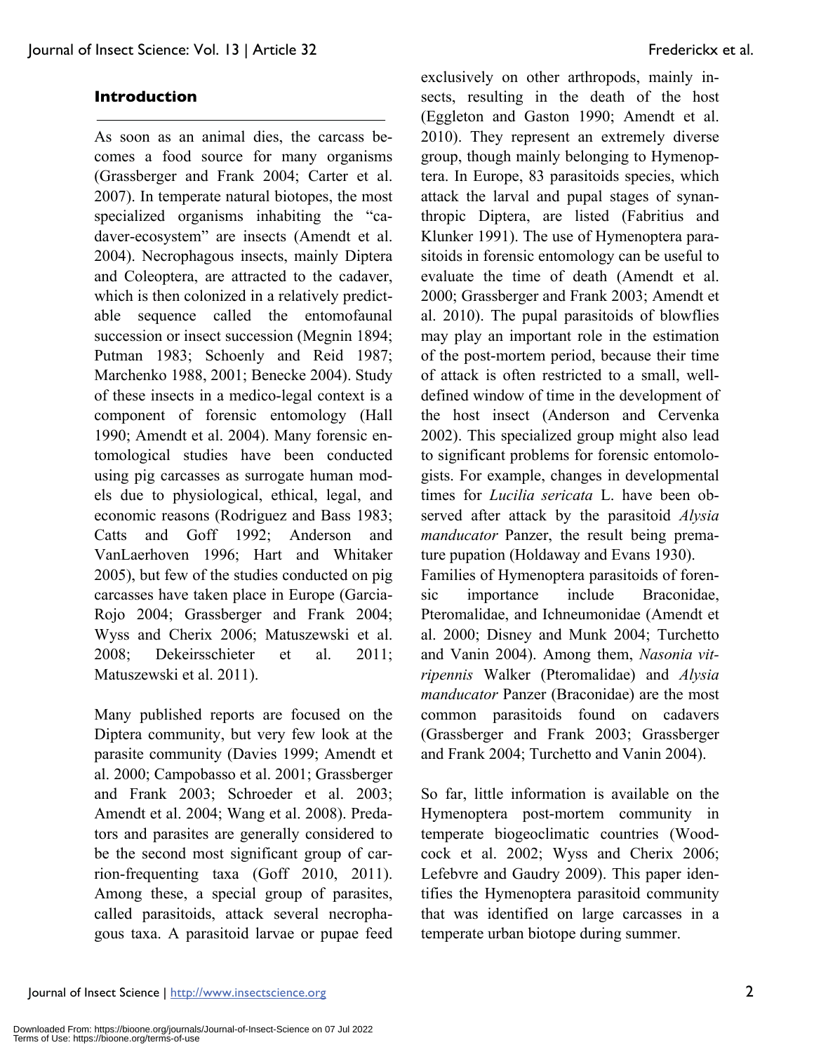## Introduction

As soon as an animal dies, the carcass becomes a food source for many organisms (Grassberger and Frank 2004; Carter et al. 2007). In temperate natural biotopes, the most specialized organisms inhabiting the "cadaver-ecosystem" are insects (Amendt et al. 2004). Necrophagous insects, mainly Diptera and Coleoptera, are attracted to the cadaver, which is then colonized in a relatively predictable sequence called the entomofaunal succession or insect succession (Megnin 1894; Putman 1983; Schoenly and Reid 1987; Marchenko 1988, 2001; Benecke 2004). Study of these insects in a medico-legal context is a component of forensic entomology (Hall 1990; Amendt et al. 2004). Many forensic entomological studies have been conducted using pig carcasses as surrogate human models due to physiological, ethical, legal, and economic reasons (Rodriguez and Bass 1983; Catts and Goff 1992; Anderson and VanLaerhoven 1996; Hart and Whitaker 2005), but few of the studies conducted on pig carcasses have taken place in Europe (Garcia-Rojo 2004; Grassberger and Frank 2004; Wyss and Cherix 2006; Matuszewski et al. 2008; Dekeirsschieter et al. 2011; Matuszewski et al. 2011).

Many published reports are focused on the Diptera community, but very few look at the parasite community (Davies 1999; Amendt et al. 2000; Campobasso et al. 2001; Grassberger and Frank 2003; Schroeder et al. 2003; Amendt et al. 2004; Wang et al. 2008). Predators and parasites are generally considered to be the second most significant group of carrion-frequenting taxa (Goff 2010, 2011). Among these, a special group of parasites, called parasitoids, attack several necrophagous taxa. A parasitoid larvae or pupae feed exclusively on other arthropods, mainly insects, resulting in the death of the host (Eggleton and Gaston 1990; Amendt et al. 2010). They represent an extremely diverse group, though mainly belonging to Hymenoptera. In Europe, 83 parasitoids species, which attack the larval and pupal stages of synanthropic Diptera, are listed (Fabritius and Klunker 1991). The use of Hymenoptera parasitoids in forensic entomology can be useful to evaluate the time of death (Amendt et al. 2000; Grassberger and Frank 2003; Amendt et al. 2010). The pupal parasitoids of blowflies may play an important role in the estimation of the post-mortem period, because their time of attack is often restricted to a small, well-defined window of time in the development of the host insect (Anderson and Cervenka 2002). This specialized group might also lead to significant problems for forensic entomologists. For example, changes in developmental times for *Lucilia sericata* L. have been observed after attack by the parasitoid *Alysia manducator* Panzer, the result being premature pupation (Holdaway and Evans 1930).

Families of Hymenoptera parasitoids of forensic importance include Braconidae, Pteromalidae, and Ichneumonidae (Amendt et al. 2000; Disney and Munk 2004; Turchetto and Vanin 2004). Among them, *Nasonia vitripennis* Walker (Pteromalidae) and *Alysia manducator* Panzer (Braconidae) are the most common parasitoids found on cadavers (Grassberger and Frank 2003; Grassberger and Frank 2004; Turchetto and Vanin 2004).

So far, little information is available on the Hymenoptera post-mortem community in temperate biogeoclimatic countries (Woodcock et al. 2002; Wyss and Cherix 2006; Lefebvre and Gaudry 2009). This paper identifies the Hymenoptera parasitoid community that was identified on large carcasses in a temperate urban biotope during summer.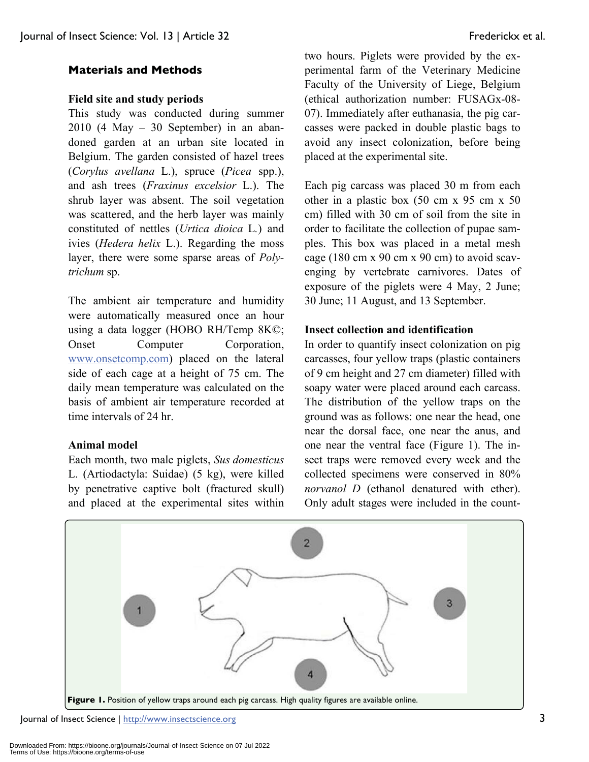## Materials and Methods

### Field site and study periods

This study was conducted during summer 2010 (4 May – 30 September) in an abandoned garden at an urban site located in Belgium. The garden consisted of hazel trees (*Corylus avellana* L.), spruce (*Picea* spp.), and ash trees (*Fraxinus excelsior* L.). The shrub layer was absent. The soil vegetation was scattered, and the herb layer was mainly constituted of nettles (*Urtica dioica* L.) and ivies (*Hedera helix* L.). Regarding the moss layer, there were some sparse areas of *Polytrichum* sp.

The ambient air temperature and humidity were automatically measured once an hour using a data logger (HOBO RH/Temp 8K©; Onset Computer Corporation, www.onsetcomp.com) placed on the lateral side of each cage at a height of 75 cm. The daily mean temperature was calculated on the basis of ambient air temperature recorded at time intervals of 24 hr.

### Animal model

Each month, two male piglets, *Sus domesticus* L. (Artiodactyla: Suidae) (5 kg), were killed by penetrative captive bolt (fractured skull) and placed at the experimental sites within two hours. Piglets were provided by the experimental farm of the Veterinary Medicine Faculty of the University of Liege, Belgium (ethical authorization number: FUSAGx-08-07). Immediately after euthanasia, the pig carcasses were packed in double plastic bags to avoid any insect colonization, before being placed at the experimental site.

Each pig carcass was placed 30 m from each other in a plastic box (50 cm x 95 cm x 50 cm) filled with 30 cm of soil from the site in order to facilitate the collection of pupae samples. This box was placed in a metal mesh cage (180 cm x 90 cm x 90 cm) to avoid scavenging by vertebrate carnivores. Dates of exposure of the piglets were 4 May, 2 June; 30 June; 11 August, and 13 September.

### Insect collection and identification

In order to quantify insect colonization on pig carcasses, four yellow traps (plastic containers of 9 cm height and 27 cm diameter) filled with soapy water were placed around each carcass. The distribution of the yellow traps on the ground was as follows: one near the head, one near the dorsal face, one near the anus, and one near the ventral face (Figure 1). The insect traps were removed every week and the collected specimens were conserved in 80% *norvanol D* (ethanol denatured with ether). Only adult stages were included in the count-

**Figure 1.** Position of yellow traps around each pig carcass. High quality figures are available online.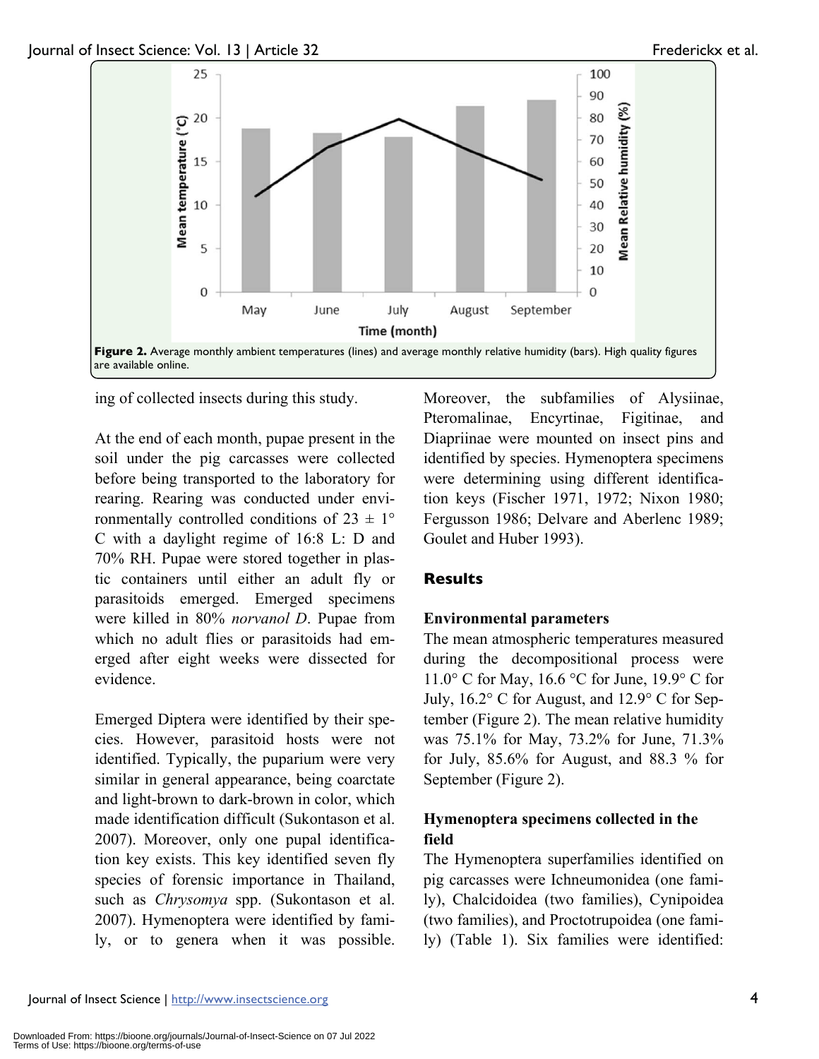**Figure 2.** Average monthly ambient temperatures (lines) and average monthly relative humidity (bars). High quality figures are available online.

ing of collected insects during this study.

At the end of each month, pupae present in the soil under the pig carcasses were collected before being transported to the laboratory for rearing. Rearing was conducted under environmentally controlled conditions of 23 ± 1° C with a daylight regime of 16:8 L: D and 70% RH. Pupae were stored together in plastic containers until either an adult fly or parasitoids emerged. Emerged specimens were killed in 80% *norvanol D*. Pupae from which no adult flies or parasitoids had emerged after eight weeks were dissected for evidence.

Emerged Diptera were identified by their species. However, parasitoid hosts were not identified. Typically, the puparium were very similar in general appearance, being coarctate and light-brown to dark-brown in color, which made identification difficult (Sukontason et al. 2007). Moreover, only one pupal identification key exists. This key identified seven fly species of forensic importance in Thailand, such as *Chrysomya* spp. (Sukontason et al. 2007). Hymenoptera were identified by family, or to genera when it was possible. Moreover, the subfamilies of Alysiinae, Pteromalinae, Encyrtinae, Figitinae, and Diapriinae were mounted on insect pins and identified by species. Hymenoptera specimens were determining using different identification keys (Fischer 1971, 1972; Nixon 1980; Fergusson 1986; Delvare and Aberlenc 1989; Goulet and Huber 1993).

## Results

### Environmental parameters

The mean atmospheric temperatures measured during the decompositional process were 11.0° C for May, 16.6 °C for June, 19.9° C for July, 16.2° C for August, and 12.9° C for September (Figure 2). The mean relative humidity was 75.1% for May, 73.2% for June, 71.3% for July, 85.6% for August, and 88.3 % for September (Figure 2).

### Hymenoptera specimens collected in the field

The Hymenoptera superfamilies identified on pig carcasses were Ichneumonidea (one family), Chalcidoidea (two families), Cynipoidea (two families), and Proctotrupoidea (one family) (Table 1). Six families were identified: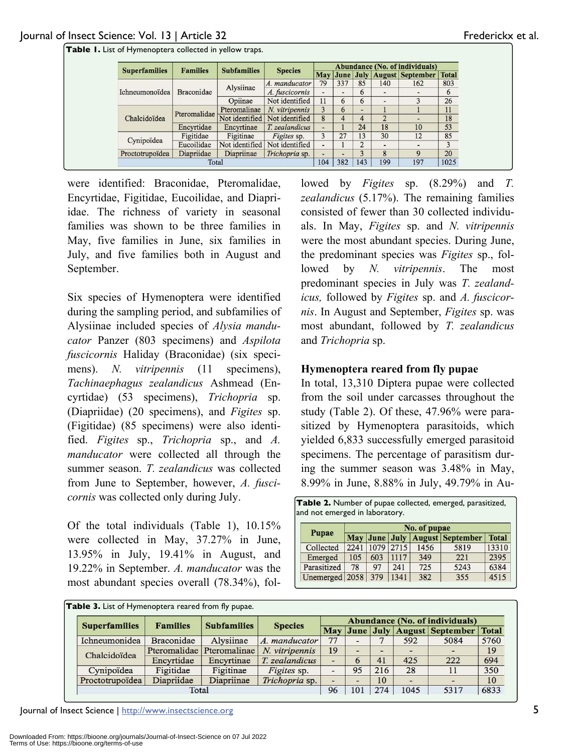**Table 1.** List of Hymenoptera collected in yellow traps.

| Superfamilies | Families | Subfamilies | Species | Abundance (No. of individuals) | | | | | |
|---|---|---|---|---|---|---|---|---|---|
| | | | | May | June | July | August | September | Total |
| Ichneumonoïdea | Braconidae | Alysiinae | *A. manducator* | 79 | 337 | 85 | 140 | 162 | 803 |
| | | | *A. fuscicornis* | - | - | 6 | - | - | 6 |
| | | Opiinae | Not identified | 11 | 6 | 6 | - | 3 | 26 |
| Chalcidoïdea | Pteromalidae | Pteromalinae | *N. vitripennis* | 3 | 6 | - | 1 | 1 | 11 |
| | | Not identified | Not identified | 8 | 4 | 4 | 2 | - | 18 |
| | Encyrtidae | Encyrtinae | *T. zealandicus* | - | 1 | 24 | 18 | 10 | 53 |
| Cynipoïdea | Figitidae | Figitinae | *Figites* sp. | 3 | 27 | 13 | 30 | 12 | 85 |
| | Eucoilidae | Not identified | Not identified | - | 1 | 2 | - | - | 3 |
| Proctotrupoïdea | Diapriidae | Diapriinae | *Trichopria* sp. | - | - | 3 | 8 | 9 | 20 |
| Total | | | | 104 | 382 | 143 | 199 | 197 | 1025 |

were identified: Braconidae, Pteromalidae, Encyrtidae, Figitidae, Eucoilidae, and Diapriidae. The richness of variety in seasonal families was shown to be three families in May, five families in June, six families in July, and five families both in August and September.

Six species of Hymenoptera were identified during the sampling period, and subfamilies of Alysiinae included species of *Alysia manducator* Panzer (803 specimens) and *Aspilota fuscicornis* Haliday (Braconidae) (six specimens). *N. vitripennis* (11 specimens), *Tachinaephagus zealandicus* Ashmead (Encyrtidae) (53 specimens), *Trichopria* sp. (Diapriidae) (20 specimens), and *Figites* sp. (Figitidae) (85 specimens) were also identified. *Figites* sp., *Trichopria* sp., and *A. manducator* were collected all through the summer season. *T. zealandicus* was collected from June to September, however, *A. fuscicornis* was collected only during July.

Of the total individuals (Table 1), 10.15% were collected in May, 37.27% in June, 13.95% in July, 19.41% in August, and 19.22% in September. *A. manducator* was the most abundant species overall (78.34%), followed by *Figites* sp. (8.29%) and *T. zealandicus* (5.17%). The remaining families consisted of fewer than 30 collected individuals. In May, *Figites* sp. and *N. vitripennis* were the most abundant species. During June, the predominant species was *Figites* sp., followed by *N. vitripennis*. The most predominant species in July was *T. zealandicus,* followed by *Figites* sp. and *A. fuscicornis*. In August and September, *Figites* sp. was most abundant, followed by *T. zealandicus* and *Trichopria* sp.

### Hymenoptera reared from fly pupae

In total, 13,310 Diptera pupae were collected from the soil under carcasses throughout the study (Table 2). Of these, 47.96% were parasitized by Hymenoptera parasitoids, which yielded 6,833 successfully emerged parasitoid specimens. The percentage of parasitism during the summer season was 3.48% in May, 8.99% in June, 8.88% in July, 49.79% in Au-

**Table 2.** Number of pupae collected, emerged, parasitized, and not emerged in laboratory.

| Pupae | No. of pupae | | | | | |
|---|---|---|---|---|---|---|
| | May | June | July | August | September | Total |
| Collected | 2241 | 1079 | 2715 | 1456 | 5819 | 13310 |
| Emerged | 105 | 603 | 1117 | 349 | 221 | 2395 |
| Parasitized | 78 | 97 | 241 | 725 | 5243 | 6384 |
| Unemerged | 2058 | 379 | 1341 | 382 | 355 | 4515 |

**Table 3.** List of Hymenoptera reared from fly pupae.

| Superfamilies | Families | Subfamilies | Species | Abundance (No. of individuals) | | | | | |
|---|---|---|---|---|---|---|---|---|---|
| | | | | May | June | July | August | September | Total |
| Ichneumonidea | Braconidae | Alysiinae | *A. manducator* | 77 | - | 7 | 592 | 5084 | 5760 |
| Chalcidoïdea | Pteromalidae | Pteromalinae | *N. vitripennis* | 19 | - | - | - | - | 19 |
| | Encyrtidae | Encyrtinae | *T. zealandicus* | - | 6 | 41 | 425 | 222 | 694 |
| Cynipoïdea | Figitidae | Figitinae | *Figites* sp. | - | 95 | 216 | 28 | 11 | 350 |
| Proctotrupoïdea | Diapriidae | Diapriinae | *Trichopria* sp. | - | - | 10 | - | - | 10 |
| Total | | | | 96 | 101 | 274 | 1045 | 5317 | 6833 |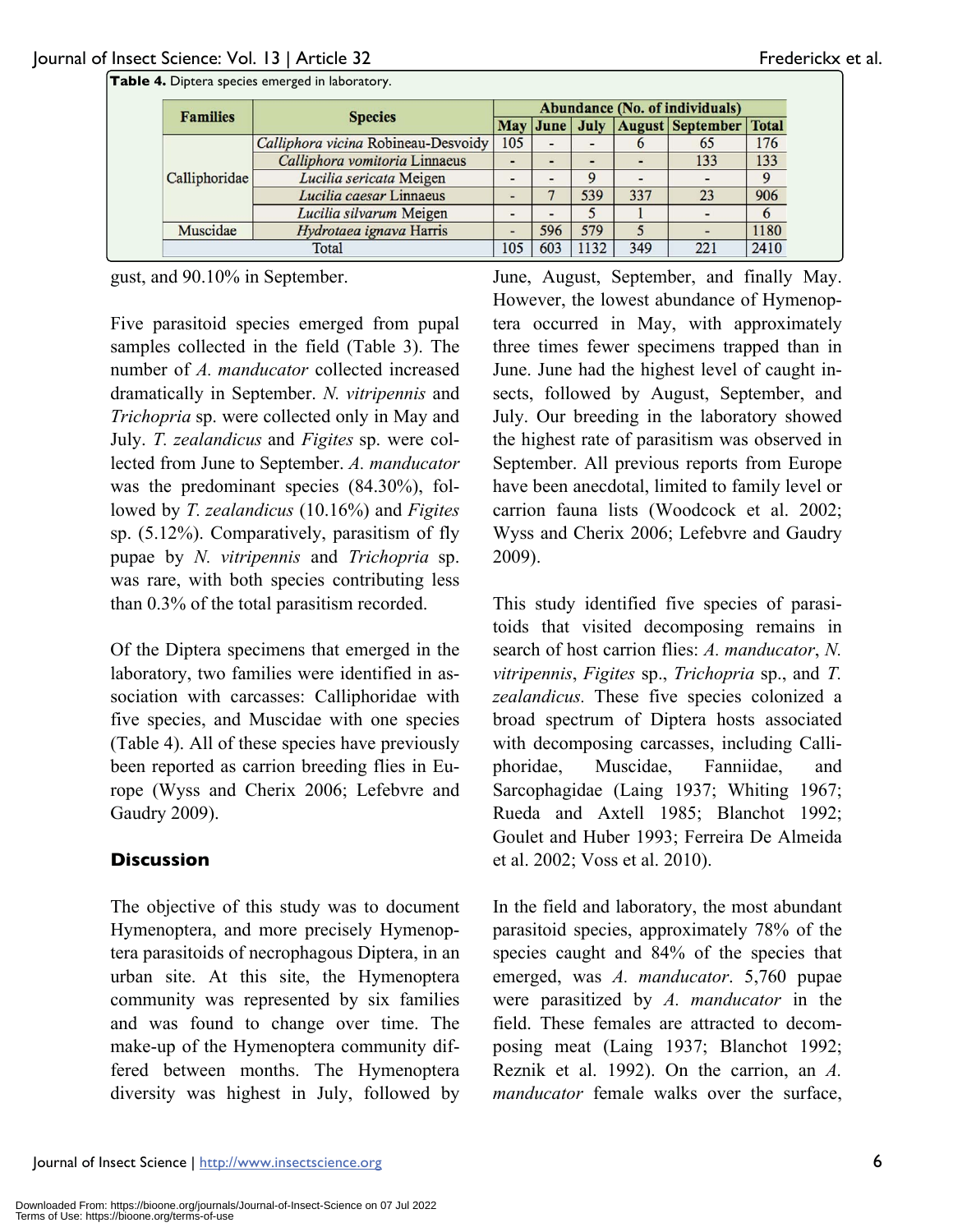**Table 4.** Diptera species emerged in laboratory.

| Families | Species | Abundance (No. of individuals) | | | | | |
|---|---|---|---|---|---|---|---|
| | | May | June | July | August | September | Total |
| Calliphoridae | *Calliphora vicina* Robineau-Desvoidy | 105 | - | - | 6 | 65 | 176 |
| | *Calliphora vomitoria* Linnaeus | - | - | - | - | 133 | 133 |
| | *Lucilia sericata* Meigen | - | - | 9 | - | - | 9 |
| | *Lucilia caesar* Linnaeus | - | 7 | 539 | 337 | 23 | 906 |
| | *Lucilia silvarum* Meigen | - | - | 5 | 1 | - | 6 |
| Muscidae | *Hydrotaea ignava* Harris | - | 596 | 579 | 5 | - | 1180 |
| Total | | 105 | 603 | 1132 | 349 | 221 | 2410 |

gust, and 90.10% in September.

Five parasitoid species emerged from pupal samples collected in the field (Table 3). The number of *A. manducator* collected increased dramatically in September. *N. vitripennis* and *Trichopria* sp. were collected only in May and July. *T. zealandicus* and *Figites* sp. were collected from June to September. *A. manducator* was the predominant species (84.30%), followed by *T. zealandicus* (10.16%) and *Figites* sp. (5.12%). Comparatively, parasitism of fly pupae by *N. vitripennis* and *Trichopria* sp. was rare, with both species contributing less than 0.3% of the total parasitism recorded.

Of the Diptera specimens that emerged in the laboratory, two families were identified in association with carcasses: Calliphoridae with five species, and Muscidae with one species (Table 4). All of these species have previously been reported as carrion breeding flies in Europe (Wyss and Cherix 2006; Lefebvre and Gaudry 2009).

## Discussion

The objective of this study was to document Hymenoptera, and more precisely Hymenoptera parasitoids of necrophagous Diptera, in an urban site. At this site, the Hymenoptera community was represented by six families and was found to change over time. The make-up of the Hymenoptera community differed between months. The Hymenoptera diversity was highest in July, followed by June, August, September, and finally May. However, the lowest abundance of Hymenoptera occurred in May, with approximately three times fewer specimens trapped than in June. June had the highest level of caught insects, followed by August, September, and July. Our breeding in the laboratory showed the highest rate of parasitism was observed in September. All previous reports from Europe have been anecdotal, limited to family level or carrion fauna lists (Woodcock et al. 2002; Wyss and Cherix 2006; Lefebvre and Gaudry 2009).

This study identified five species of parasitoids that visited decomposing remains in search of host carrion flies: *A. manducator*, *N. vitripennis*, *Figites* sp., *Trichopria* sp., and *T. zealandicus.* These five species colonized a broad spectrum of Diptera hosts associated with decomposing carcasses, including Calliphoridae, Muscidae, Fanniidae, and Sarcophagidae (Laing 1937; Whiting 1967; Rueda and Axtell 1985; Blanchot 1992; Goulet and Huber 1993; Ferreira De Almeida et al. 2002; Voss et al. 2010).

In the field and laboratory, the most abundant parasitoid species, approximately 78% of the species caught and 84% of the species that emerged, was *A. manducator*. 5,760 pupae were parasitized by *A. manducator* in the field. These females are attracted to decomposing meat (Laing 1937; Blanchot 1992; Reznik et al. 1992). On the carrion, an *A. manducator* female walks over the surface,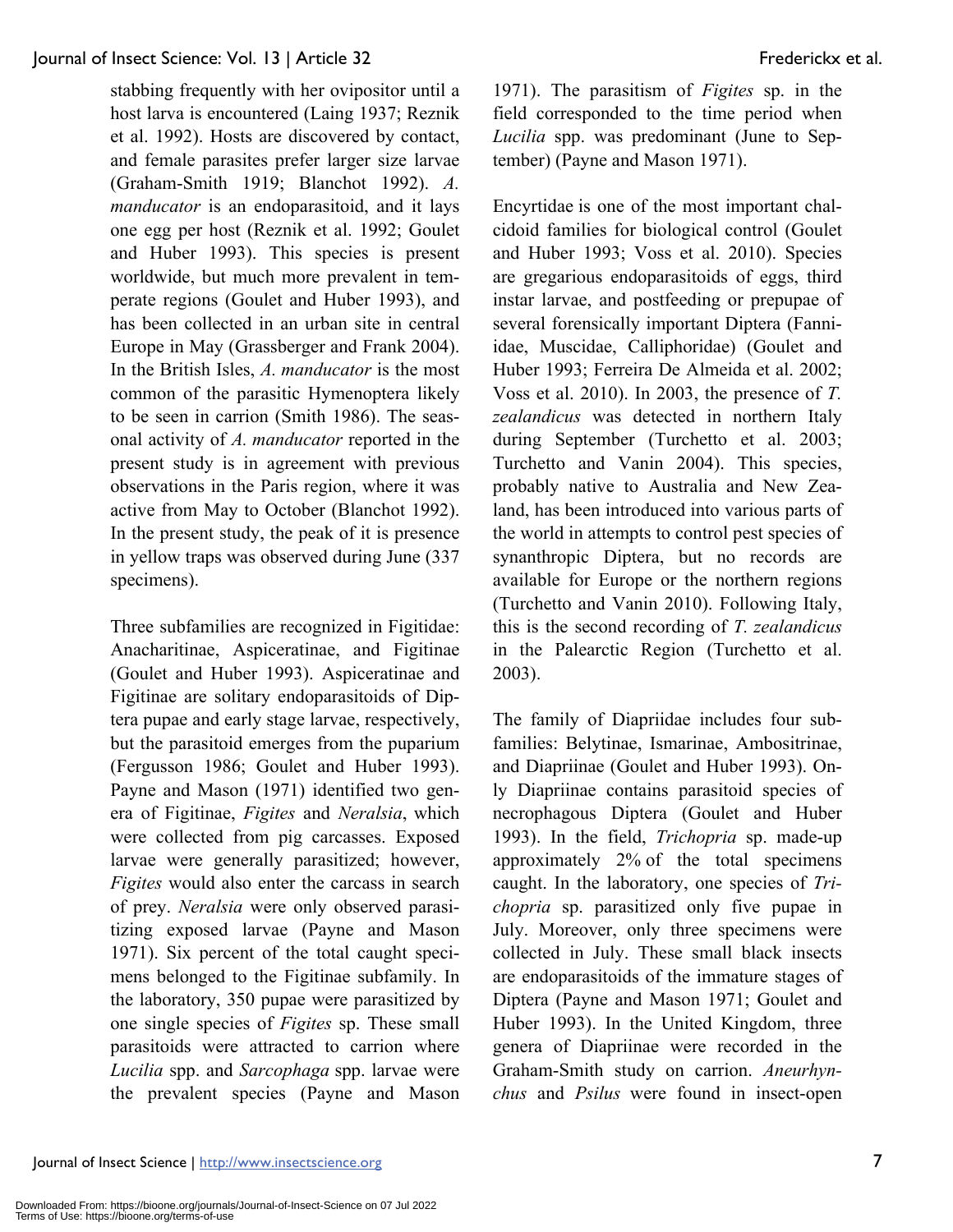stabbing frequently with her ovipositor until a host larva is encountered (Laing 1937; Reznik et al. 1992). Hosts are discovered by contact, and female parasites prefer larger size larvae (Graham-Smith 1919; Blanchot 1992). *A. manducator* is an endoparasitoid, and it lays one egg per host (Reznik et al. 1992; Goulet and Huber 1993). This species is present worldwide, but much more prevalent in temperate regions (Goulet and Huber 1993), and has been collected in an urban site in central Europe in May (Grassberger and Frank 2004). In the British Isles, *A. manducator* is the most common of the parasitic Hymenoptera likely to be seen in carrion (Smith 1986). The seasonal activity of *A. manducator* reported in the present study is in agreement with previous observations in the Paris region, where it was active from May to October (Blanchot 1992). In the present study, the peak of it is presence in yellow traps was observed during June (337 specimens).

Three subfamilies are recognized in Figitidae: Anacharitinae, Aspiceratinae, and Figitinae (Goulet and Huber 1993). Aspiceratinae and Figitinae are solitary endoparasitoids of Diptera pupae and early stage larvae, respectively, but the parasitoid emerges from the puparium (Fergusson 1986; Goulet and Huber 1993). Payne and Mason (1971) identified two genera of Figitinae, *Figites* and *Neralsia*, which were collected from pig carcasses. Exposed larvae were generally parasitized; however, *Figites* would also enter the carcass in search of prey. *Neralsia* were only observed parasitizing exposed larvae (Payne and Mason 1971). Six percent of the total caught specimens belonged to the Figitinae subfamily. In the laboratory, 350 pupae were parasitized by one single species of *Figites* sp. These small parasitoids were attracted to carrion where *Lucilia* spp. and *Sarcophaga* spp. larvae were the prevalent species (Payne and Mason 1971). The parasitism of *Figites* sp. in the field corresponded to the time period when *Lucilia* spp. was predominant (June to September) (Payne and Mason 1971).

Encyrtidae is one of the most important chalcidoid families for biological control (Goulet and Huber 1993; Voss et al. 2010). Species are gregarious endoparasitoids of eggs, third instar larvae, and postfeeding or prepupae of several forensically important Diptera (Fanniidae, Muscidae, Calliphoridae) (Goulet and Huber 1993; Ferreira De Almeida et al. 2002; Voss et al. 2010). In 2003, the presence of *T. zealandicus* was detected in northern Italy during September (Turchetto et al. 2003; Turchetto and Vanin 2004). This species, probably native to Australia and New Zealand, has been introduced into various parts of the world in attempts to control pest species of synanthropic Diptera, but no records are available for Europe or the northern regions (Turchetto and Vanin 2010). Following Italy, this is the second recording of *T. zealandicus* in the Palearctic Region (Turchetto et al. 2003).

The family of Diapriidae includes four subfamilies: Belytinae, Ismarinae, Ambositrinae, and Diapriinae (Goulet and Huber 1993). Only Diapriinae contains parasitoid species of necrophagous Diptera (Goulet and Huber 1993). In the field, *Trichopria* sp. made-up approximately 2% of the total specimens caught. In the laboratory, one species of *Trichopria* sp. parasitized only five pupae in July. Moreover, only three specimens were collected in July. These small black insects are endoparasitoids of the immature stages of Diptera (Payne and Mason 1971; Goulet and Huber 1993). In the United Kingdom, three genera of Diapriinae were recorded in the Graham-Smith study on carrion. *Aneurhynchus* and *Psilus* were found in insect-open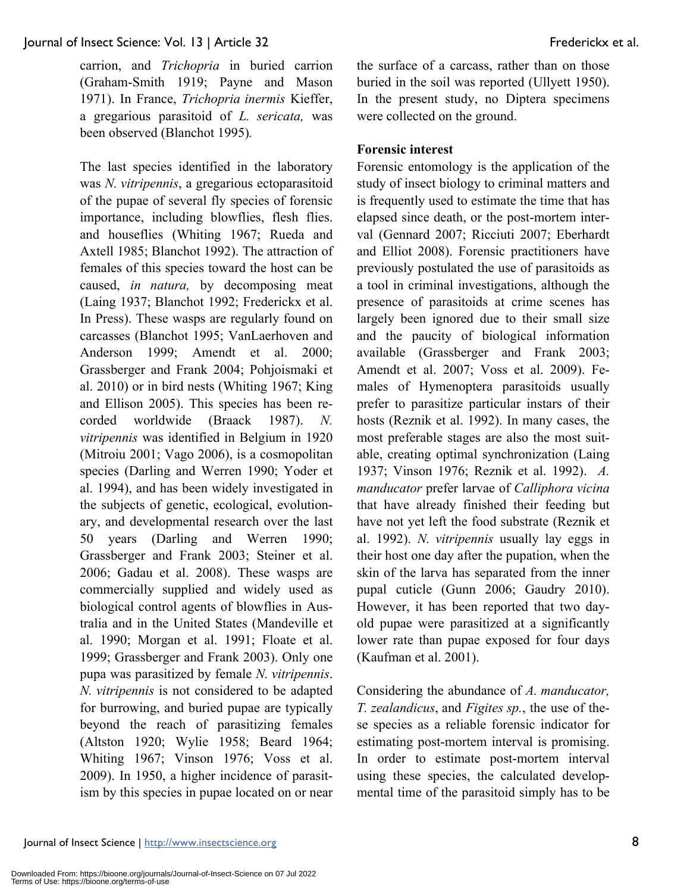carrion, and *Trichopria* in buried carrion (Graham-Smith 1919; Payne and Mason 1971). In France, *Trichopria inermis* Kieffer, a gregarious parasitoid of *L. sericata,* was been observed (Blanchot 1995)*.*

The last species identified in the laboratory was *N. vitripennis*, a gregarious ectoparasitoid of the pupae of several fly species of forensic importance, including blowflies, flesh flies. and houseflies (Whiting 1967; Rueda and Axtell 1985; Blanchot 1992). The attraction of females of this species toward the host can be caused, *in natura,* by decomposing meat (Laing 1937; Blanchot 1992; Frederickx et al. In Press). These wasps are regularly found on carcasses (Blanchot 1995; VanLaerhoven and Anderson 1999; Amendt et al. 2000; Grassberger and Frank 2004; Pohjoismaki et al. 2010) or in bird nests (Whiting 1967; King and Ellison 2005). This species has been recorded worldwide (Braack 1987). *N. vitripennis* was identified in Belgium in 1920 (Mitroiu 2001; Vago 2006), is a cosmopolitan species (Darling and Werren 1990; Yoder et al. 1994), and has been widely investigated in the subjects of genetic, ecological, evolutionary, and developmental research over the last 50 years (Darling and Werren 1990; Grassberger and Frank 2003; Steiner et al. 2006; Gadau et al. 2008). These wasps are commercially supplied and widely used as biological control agents of blowflies in Australia and in the United States (Mandeville et al. 1990; Morgan et al. 1991; Floate et al. 1999; Grassberger and Frank 2003). Only one pupa was parasitized by female *N. vitripennis*. *N. vitripennis* is not considered to be adapted for burrowing, and buried pupae are typically beyond the reach of parasitizing females (Altston 1920; Wylie 1958; Beard 1964; Whiting 1967; Vinson 1976; Voss et al. 2009). In 1950, a higher incidence of parasitism by this species in pupae located on or near the surface of a carcass, rather than on those buried in the soil was reported (Ullyett 1950). In the present study, no Diptera specimens were collected on the ground.

**Forensic interest**

Forensic entomology is the application of the study of insect biology to criminal matters and is frequently used to estimate the time that has elapsed since death, or the post-mortem interval (Gennard 2007; Ricciuti 2007; Eberhardt and Elliot 2008). Forensic practitioners have previously postulated the use of parasitoids as a tool in criminal investigations, although the presence of parasitoids at crime scenes has largely been ignored due to their small size and the paucity of biological information available (Grassberger and Frank 2003; Amendt et al. 2007; Voss et al. 2009). Females of Hymenoptera parasitoids usually prefer to parasitize particular instars of their hosts (Reznik et al. 1992). In many cases, the most preferable stages are also the most suitable, creating optimal synchronization (Laing 1937; Vinson 1976; Reznik et al. 1992). *A. manducator* prefer larvae of *Calliphora vicina* that have already finished their feeding but have not yet left the food substrate (Reznik et al. 1992). *N. vitripennis* usually lay eggs in their host one day after the pupation, when the skin of the larva has separated from the inner pupal cuticle (Gunn 2006; Gaudry 2010). However, it has been reported that two day-old pupae were parasitized at a significantly lower rate than pupae exposed for four days (Kaufman et al. 2001).

Considering the abundance of *A. manducator, T. zealandicus*, and *Figites sp.*, the use of these species as a reliable forensic indicator for estimating post-mortem interval is promising. In order to estimate post-mortem interval using these species, the calculated developmental time of the parasitoid simply has to be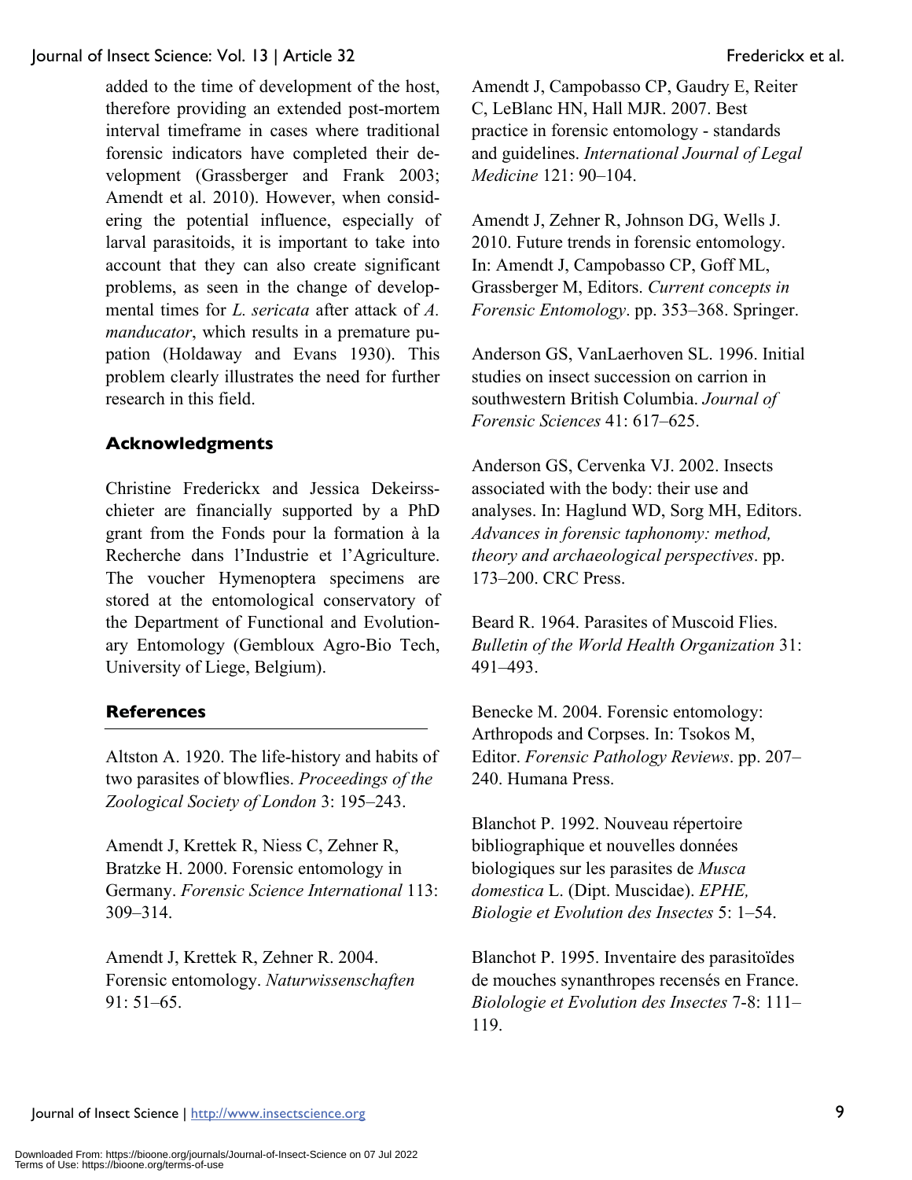added to the time of development of the host, therefore providing an extended post-mortem interval timeframe in cases where traditional forensic indicators have completed their development (Grassberger and Frank 2003; Amendt et al. 2010). However, when considering the potential influence, especially of larval parasitoids, it is important to take into account that they can also create significant problems, as seen in the change of developmental times for *L. sericata* after attack of *A. manducator*, which results in a premature pupation (Holdaway and Evans 1930). This problem clearly illustrates the need for further research in this field.

## Acknowledgments

Christine Frederickx and Jessica Dekeirsschieter are financially supported by a PhD grant from the Fonds pour la formation à la Recherche dans l'Industrie et l'Agriculture. The voucher Hymenoptera specimens are stored at the entomological conservatory of the Department of Functional and Evolutionary Entomology (Gembloux Agro-Bio Tech, University of Liege, Belgium).

## References

Altston A. 1920. The life-history and habits of two parasites of blowflies. *Proceedings of the Zoological Society of London* 3: 195–243.

Amendt J, Krettek R, Niess C, Zehner R, Bratzke H. 2000. Forensic entomology in Germany. *Forensic Science International* 113: 309–314.

Amendt J, Krettek R, Zehner R. 2004. Forensic entomology. *Naturwissenschaften* 91: 51–65.

Amendt J, Campobasso CP, Gaudry E, Reiter C, LeBlanc HN, Hall MJR. 2007. Best practice in forensic entomology - standards and guidelines. *International Journal of Legal Medicine* 121: 90–104.

Amendt J, Zehner R, Johnson DG, Wells J. 2010. Future trends in forensic entomology. In: Amendt J, Campobasso CP, Goff ML, Grassberger M, Editors. *Current concepts in Forensic Entomology*. pp. 353–368. Springer.

Anderson GS, VanLaerhoven SL. 1996. Initial studies on insect succession on carrion in southwestern British Columbia. *Journal of Forensic Sciences* 41: 617–625.

Anderson GS, Cervenka VJ. 2002. Insects associated with the body: their use and analyses. In: Haglund WD, Sorg MH, Editors. *Advances in forensic taphonomy: method, theory and archaeological perspectives*. pp. 173–200. CRC Press.

Beard R. 1964. Parasites of Muscoid Flies. *Bulletin of the World Health Organization* 31: 491–493.

Benecke M. 2004. Forensic entomology: Arthropods and Corpses. In: Tsokos M, Editor. *Forensic Pathology Reviews*. pp. 207–240. Humana Press.

Blanchot P. 1992. Nouveau répertoire bibliographique et nouvelles données biologiques sur les parasites de *Musca domestica* L. (Dipt. Muscidae). *EPHE, Biologie et Evolution des Insectes* 5: 1–54.

Blanchot P. 1995. Inventaire des parasitoïdes de mouches synanthropes recensés en France. *Biolologie et Evolution des Insectes* 7-8: 111–119.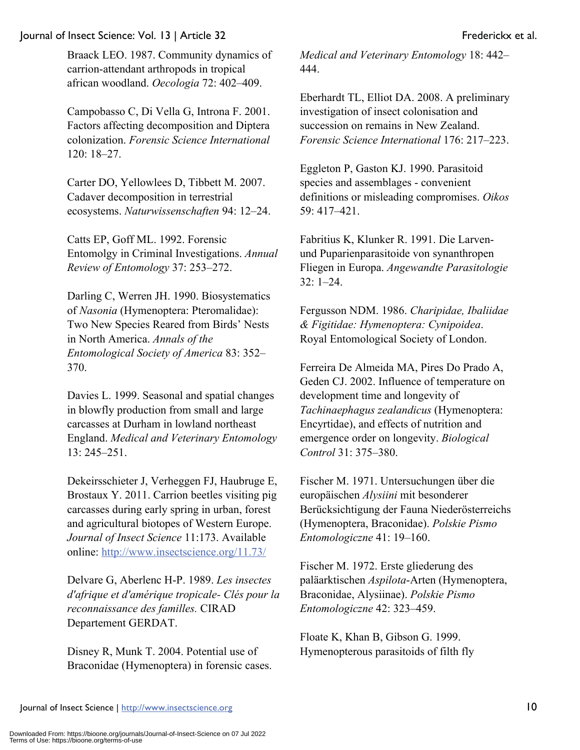Braack LEO. 1987. Community dynamics of carrion-attendant arthropods in tropical african woodland. *Oecologia* 72: 402–409.

Campobasso C, Di Vella G, Introna F. 2001. Factors affecting decomposition and Diptera colonization. *Forensic Science International* 120: 18–27.

Carter DO, Yellowlees D, Tibbett M. 2007. Cadaver decomposition in terrestrial ecosystems. *Naturwissenschaften* 94: 12–24.

Catts EP, Goff ML. 1992. Forensic Entomolgy in Criminal Investigations. *Annual Review of Entomology* 37: 253–272.

Darling C, Werren JH. 1990. Biosystematics of *Nasonia* (Hymenoptera: Pteromalidae): Two New Species Reared from Birds' Nests in North America. *Annals of the Entomological Society of America* 83: 352–370.

Davies L. 1999. Seasonal and spatial changes in blowfly production from small and large carcasses at Durham in lowland northeast England. *Medical and Veterinary Entomology* 13: 245–251.

Dekeirsschieter J, Verheggen FJ, Haubruge E, Brostaux Y. 2011. Carrion beetles visiting pig carcasses during early spring in urban, forest and agricultural biotopes of Western Europe. *Journal of Insect Science* 11:173. Available online: http://www.insectscience.org/11.73/

Delvare G, Aberlenc H-P. 1989. *Les insectes d'afrique et d'amérique tropicale- Clés pour la reconnaissance des familles.* CIRAD Departement GERDAT.

Disney R, Munk T. 2004. Potential use of Braconidae (Hymenoptera) in forensic cases. *Medical and Veterinary Entomology* 18: 442–444.

Eberhardt TL, Elliot DA. 2008. A preliminary investigation of insect colonisation and succession on remains in New Zealand. *Forensic Science International* 176: 217–223.

Eggleton P, Gaston KJ. 1990. Parasitoid species and assemblages - convenient definitions or misleading compromises. *Oikos* 59: 417–421.

Fabritius K, Klunker R. 1991. Die Larven- und Puparienparasitoide von synanthropen Fliegen in Europa. *Angewandte Parasitologie* 32: 1–24.

Fergusson NDM. 1986. *Charipidae, Ibaliidae & Figitidae: Hymenoptera: Cynipoidea*. Royal Entomological Society of London.

Ferreira De Almeida MA, Pires Do Prado A, Geden CJ. 2002. Influence of temperature on development time and longevity of *Tachinaephagus zealandicus* (Hymenoptera: Encyrtidae), and effects of nutrition and emergence order on longevity. *Biological Control* 31: 375–380.

Fischer M. 1971. Untersuchungen über die europäischen *Alysiini* mit besonderer Berücksichtigung der Fauna Niederösterreichs (Hymenoptera, Braconidae). *Polskie Pismo Entomologiczne* 41: 19–160.

Fischer M. 1972. Erste gliederung des paläarktischen *Aspilota*-Arten (Hymenoptera, Braconidae, Alysiinae). *Polskie Pismo Entomologiczne* 42: 323–459.

Floate K, Khan B, Gibson G. 1999. Hymenopterous parasitoids of filth fly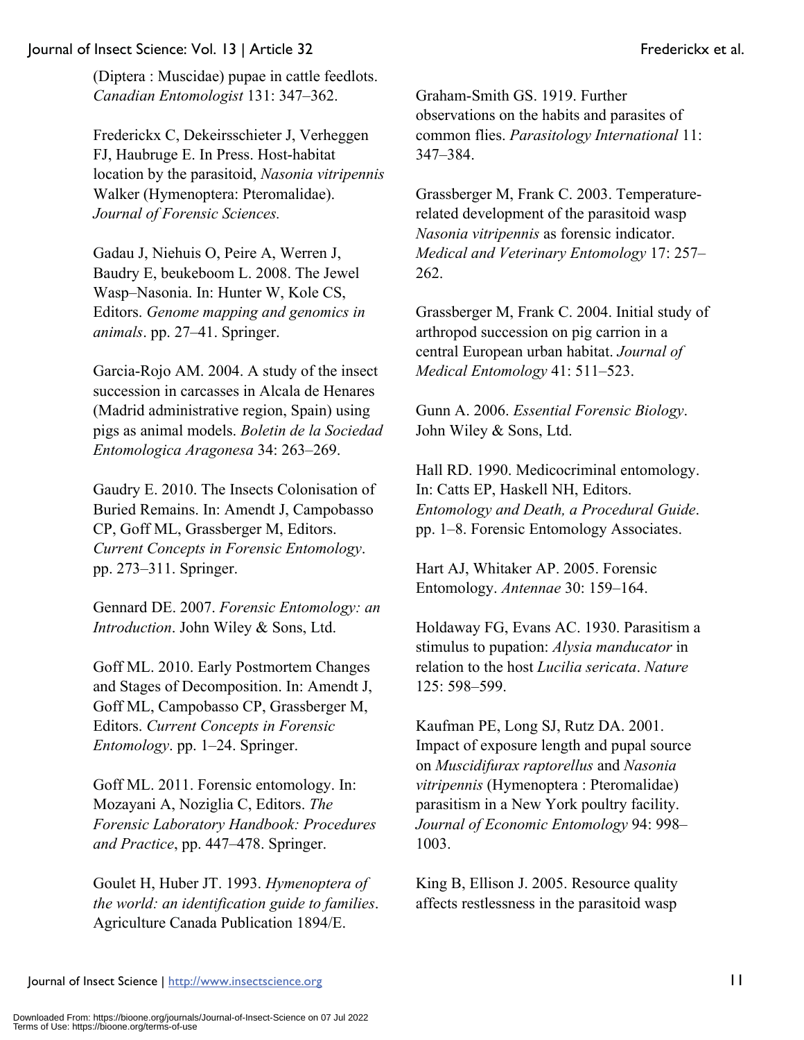(Diptera : Muscidae) pupae in cattle feedlots. *Canadian Entomologist* 131: 347–362.

Frederickx C, Dekeirsschieter J, Verheggen FJ, Haubruge E. In Press. Host-habitat location by the parasitoid, *Nasonia vitripennis* Walker (Hymenoptera: Pteromalidae). *Journal of Forensic Sciences.*

Gadau J, Niehuis O, Peire A, Werren J, Baudry E, beukeboom L. 2008. The Jewel Wasp–Nasonia. In: Hunter W, Kole CS, Editors. *Genome mapping and genomics in animals*. pp. 27–41. Springer.

Garcia-Rojo AM. 2004. A study of the insect succession in carcasses in Alcala de Henares (Madrid administrative region, Spain) using pigs as animal models. *Boletin de la Sociedad Entomologica Aragonesa* 34: 263–269.

Gaudry E. 2010. The Insects Colonisation of Buried Remains. In: Amendt J, Campobasso CP, Goff ML, Grassberger M, Editors. *Current Concepts in Forensic Entomology*. pp. 273–311. Springer.

Gennard DE. 2007. *Forensic Entomology: an Introduction*. John Wiley & Sons, Ltd.

Goff ML. 2010. Early Postmortem Changes and Stages of Decomposition. In: Amendt J, Goff ML, Campobasso CP, Grassberger M, Editors. *Current Concepts in Forensic Entomology*. pp. 1–24. Springer.

Goff ML. 2011. Forensic entomology. In: Mozayani A, Noziglia C, Editors. *The Forensic Laboratory Handbook: Procedures and Practice*, pp. 447–478. Springer.

Goulet H, Huber JT. 1993. *Hymenoptera of the world: an identification guide to families*. Agriculture Canada Publication 1894/E.

Graham-Smith GS. 1919. Further observations on the habits and parasites of common flies. *Parasitology International* 11: 347–384.

Grassberger M, Frank C. 2003. Temperature-related development of the parasitoid wasp *Nasonia vitripennis* as forensic indicator. *Medical and Veterinary Entomology* 17: 257–262.

Grassberger M, Frank C. 2004. Initial study of arthropod succession on pig carrion in a central European urban habitat. *Journal of Medical Entomology* 41: 511–523.

Gunn A. 2006. *Essential Forensic Biology*. John Wiley & Sons, Ltd.

Hall RD. 1990. Medicocriminal entomology. In: Catts EP, Haskell NH, Editors. *Entomology and Death, a Procedural Guide*. pp. 1–8. Forensic Entomology Associates.

Hart AJ, Whitaker AP. 2005. Forensic Entomology. *Antennae* 30: 159–164.

Holdaway FG, Evans AC. 1930. Parasitism a stimulus to pupation: *Alysia manducator* in relation to the host *Lucilia sericata*. *Nature* 125: 598–599.

Kaufman PE, Long SJ, Rutz DA. 2001. Impact of exposure length and pupal source on *Muscidifurax raptorellus* and *Nasonia vitripennis* (Hymenoptera : Pteromalidae) parasitism in a New York poultry facility. *Journal of Economic Entomology* 94: 998–1003.

King B, Ellison J. 2005. Resource quality affects restlessness in the parasitoid wasp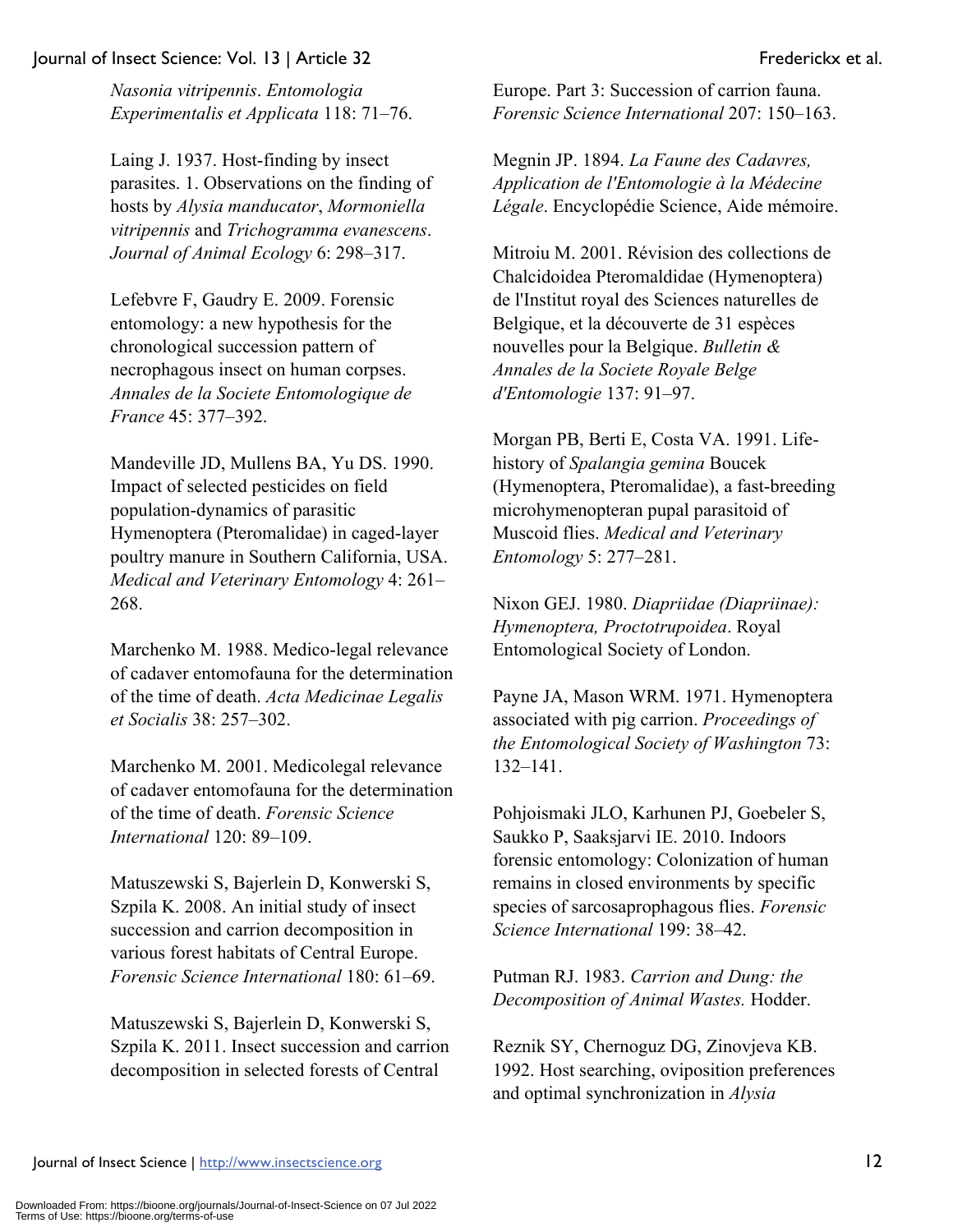*Nasonia vitripennis*. *Entomologia Experimentalis et Applicata* 118: 71–76.

Laing J. 1937. Host-finding by insect parasites. 1. Observations on the finding of hosts by *Alysia manducator*, *Mormoniella vitripennis* and *Trichogramma evanescens*. *Journal of Animal Ecology* 6: 298–317.

Lefebvre F, Gaudry E. 2009. Forensic entomology: a new hypothesis for the chronological succession pattern of necrophagous insect on human corpses. *Annales de la Societe Entomologique de France* 45: 377–392.

Mandeville JD, Mullens BA, Yu DS. 1990. Impact of selected pesticides on field population-dynamics of parasitic Hymenoptera (Pteromalidae) in caged-layer poultry manure in Southern California, USA. *Medical and Veterinary Entomology* 4: 261–268.

Marchenko M. 1988. Medico-legal relevance of cadaver entomofauna for the determination of the time of death. *Acta Medicinae Legalis et Socialis* 38: 257–302.

Marchenko M. 2001. Medicolegal relevance of cadaver entomofauna for the determination of the time of death. *Forensic Science International* 120: 89–109.

Matuszewski S, Bajerlein D, Konwerski S, Szpila K. 2008. An initial study of insect succession and carrion decomposition in various forest habitats of Central Europe. *Forensic Science International* 180: 61–69.

Matuszewski S, Bajerlein D, Konwerski S, Szpila K. 2011. Insect succession and carrion decomposition in selected forests of Central Europe. Part 3: Succession of carrion fauna. *Forensic Science International* 207: 150–163.

Megnin JP. 1894. *La Faune des Cadavres, Application de l'Entomologie à la Médecine Légale*. Encyclopédie Science, Aide mémoire.

Mitroiu M. 2001. Révision des collections de Chalcidoidea Pteromaldidae (Hymenoptera) de l'Institut royal des Sciences naturelles de Belgique, et la découverte de 31 espèces nouvelles pour la Belgique. *Bulletin & Annales de la Societe Royale Belge d'Entomologie* 137: 91–97.

Morgan PB, Berti E, Costa VA. 1991. Life-history of *Spalangia gemina* Boucek (Hymenoptera, Pteromalidae), a fast-breeding microhymenopteran pupal parasitoid of Muscoid flies. *Medical and Veterinary Entomology* 5: 277–281.

Nixon GEJ. 1980. *Diapriidae (Diapriinae): Hymenoptera, Proctotrupoidea*. Royal Entomological Society of London.

Payne JA, Mason WRM. 1971. Hymenoptera associated with pig carrion. *Proceedings of the Entomological Society of Washington* 73: 132–141.

Pohjoismaki JLO, Karhunen PJ, Goebeler S, Saukko P, Saaksjarvi IE. 2010. Indoors forensic entomology: Colonization of human remains in closed environments by specific species of sarcosaprophagous flies. *Forensic Science International* 199: 38–42.

Putman RJ. 1983. *Carrion and Dung: the Decomposition of Animal Wastes.* Hodder.

Reznik SY, Chernoguz DG, Zinovjeva KB. 1992. Host searching, oviposition preferences and optimal synchronization in *Alysia*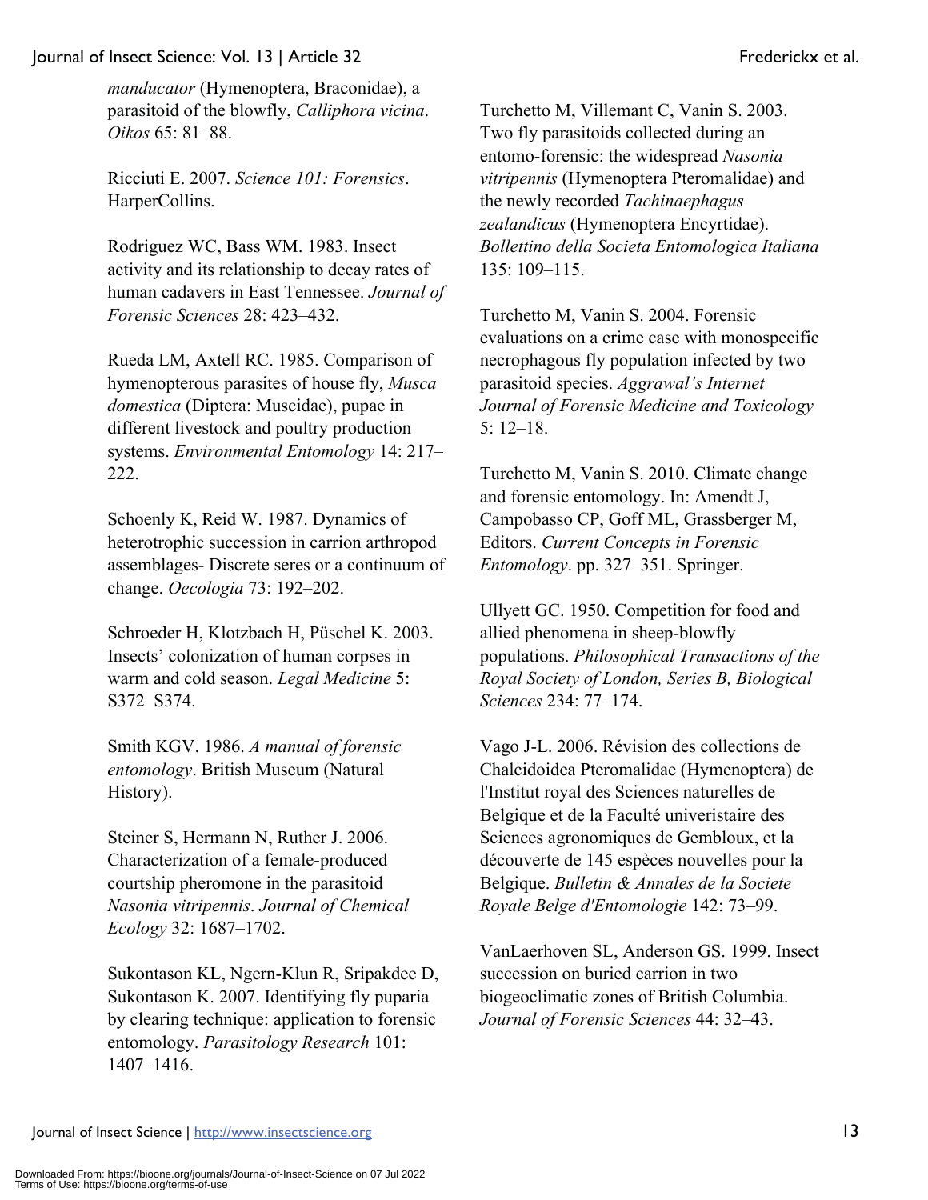*manducator* (Hymenoptera, Braconidae), a parasitoid of the blowfly, *Calliphora vicina*. *Oikos* 65: 81–88.

Ricciuti E. 2007. *Science 101: Forensics*. HarperCollins.

Rodriguez WC, Bass WM. 1983. Insect activity and its relationship to decay rates of human cadavers in East Tennessee. *Journal of Forensic Sciences* 28: 423–432.

Rueda LM, Axtell RC. 1985. Comparison of hymenopterous parasites of house fly, *Musca domestica* (Diptera: Muscidae), pupae in different livestock and poultry production systems. *Environmental Entomology* 14: 217–222.

Schoenly K, Reid W. 1987. Dynamics of heterotrophic succession in carrion arthropod assemblages- Discrete seres or a continuum of change. *Oecologia* 73: 192–202.

Schroeder H, Klotzbach H, Püschel K. 2003. Insects' colonization of human corpses in warm and cold season. *Legal Medicine* 5: S372–S374.

Smith KGV. 1986. *A manual of forensic entomology*. British Museum (Natural History).

Steiner S, Hermann N, Ruther J. 2006. Characterization of a female-produced courtship pheromone in the parasitoid *Nasonia vitripennis*. *Journal of Chemical Ecology* 32: 1687–1702.

Sukontason KL, Ngern-Klun R, Sripakdee D, Sukontason K. 2007. Identifying fly puparia by clearing technique: application to forensic entomology. *Parasitology Research* 101: 1407–1416.

Turchetto M, Villemant C, Vanin S. 2003. Two fly parasitoids collected during an entomo-forensic: the widespread *Nasonia vitripennis* (Hymenoptera Pteromalidae) and the newly recorded *Tachinaephagus zealandicus* (Hymenoptera Encyrtidae). *Bollettino della Societa Entomologica Italiana* 135: 109–115.

Turchetto M, Vanin S. 2004. Forensic evaluations on a crime case with monospecific necrophagous fly population infected by two parasitoid species. *Aggrawal's Internet Journal of Forensic Medicine and Toxicology* 5: 12–18.

Turchetto M, Vanin S. 2010. Climate change and forensic entomology. In: Amendt J, Campobasso CP, Goff ML, Grassberger M, Editors. *Current Concepts in Forensic Entomology*. pp. 327–351. Springer.

Ullyett GC. 1950. Competition for food and allied phenomena in sheep-blowfly populations. *Philosophical Transactions of the Royal Society of London, Series B, Biological Sciences* 234: 77–174.

Vago J-L. 2006. Révision des collections de Chalcidoidea Pteromalidae (Hymenoptera) de l'Institut royal des Sciences naturelles de Belgique et de la Faculté univeristaire des Sciences agronomiques de Gembloux, et la découverte de 145 espèces nouvelles pour la Belgique. *Bulletin & Annales de la Societe Royale Belge d'Entomologie* 142: 73–99.

VanLaerhoven SL, Anderson GS. 1999. Insect succession on buried carrion in two biogeoclimatic zones of British Columbia. *Journal of Forensic Sciences* 44: 32–43.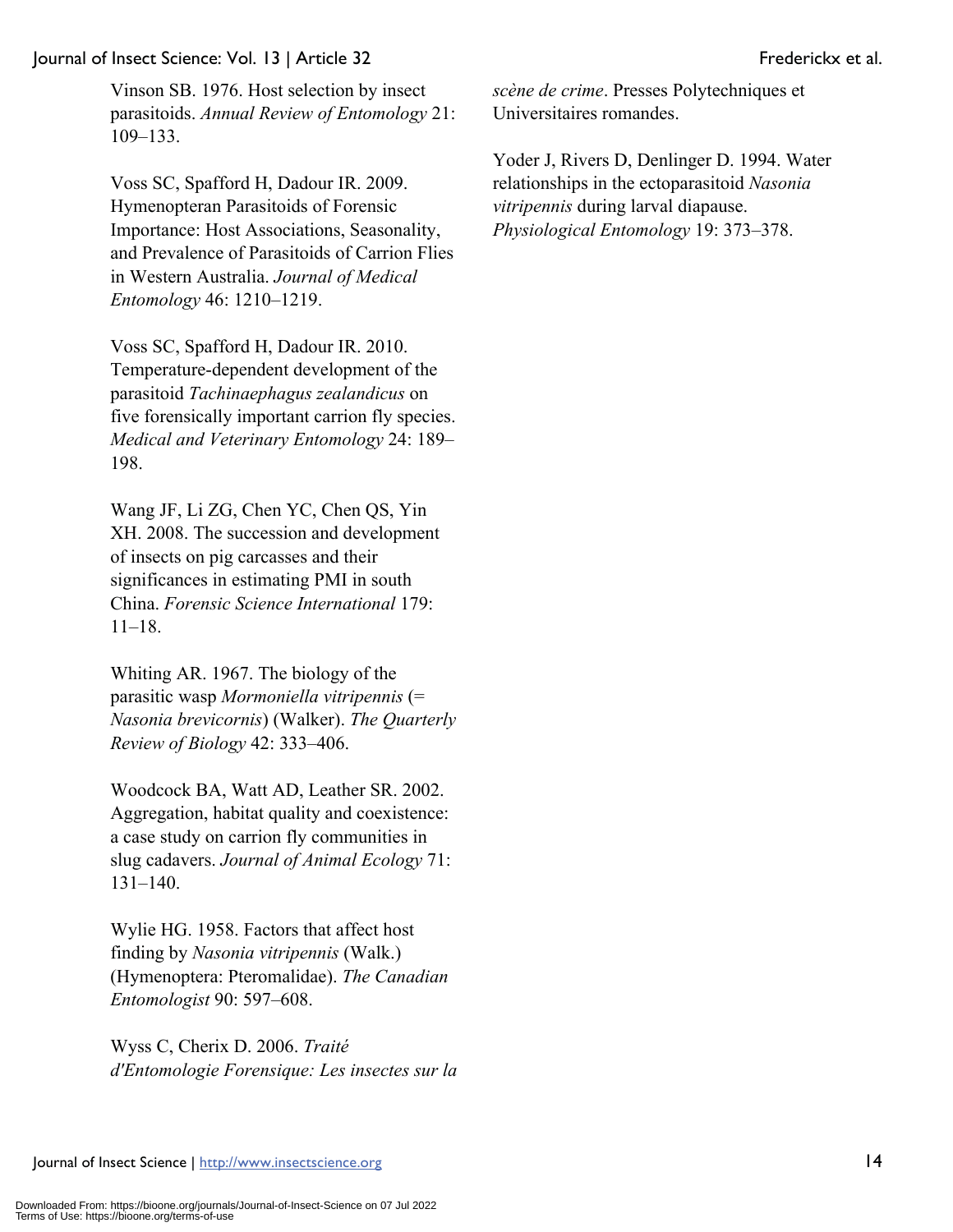Vinson SB. 1976. Host selection by insect parasitoids. *Annual Review of Entomology* 21: 109–133.

Voss SC, Spafford H, Dadour IR. 2009. Hymenopteran Parasitoids of Forensic Importance: Host Associations, Seasonality, and Prevalence of Parasitoids of Carrion Flies in Western Australia. *Journal of Medical Entomology* 46: 1210–1219.

Voss SC, Spafford H, Dadour IR. 2010. Temperature-dependent development of the parasitoid *Tachinaephagus zealandicus* on five forensically important carrion fly species. *Medical and Veterinary Entomology* 24: 189–198.

Wang JF, Li ZG, Chen YC, Chen QS, Yin XH. 2008. The succession and development of insects on pig carcasses and their significances in estimating PMI in south China. *Forensic Science International* 179: 11–18.

Whiting AR. 1967. The biology of the parasitic wasp *Mormoniella vitripennis* (= *Nasonia brevicornis*) (Walker). *The Quarterly Review of Biology* 42: 333–406.

Woodcock BA, Watt AD, Leather SR. 2002. Aggregation, habitat quality and coexistence: a case study on carrion fly communities in slug cadavers. *Journal of Animal Ecology* 71: 131–140.

Wylie HG. 1958. Factors that affect host finding by *Nasonia vitripennis* (Walk.) (Hymenoptera: Pteromalidae). *The Canadian Entomologist* 90: 597–608.

Wyss C, Cherix D. 2006. *Traité d'Entomologie Forensique: Les insectes sur la scène de crime*. Presses Polytechniques et Universitaires romandes.

Yoder J, Rivers D, Denlinger D. 1994. Water relationships in the ectoparasitoid *Nasonia vitripennis* during larval diapause. *Physiological Entomology* 19: 373–378.